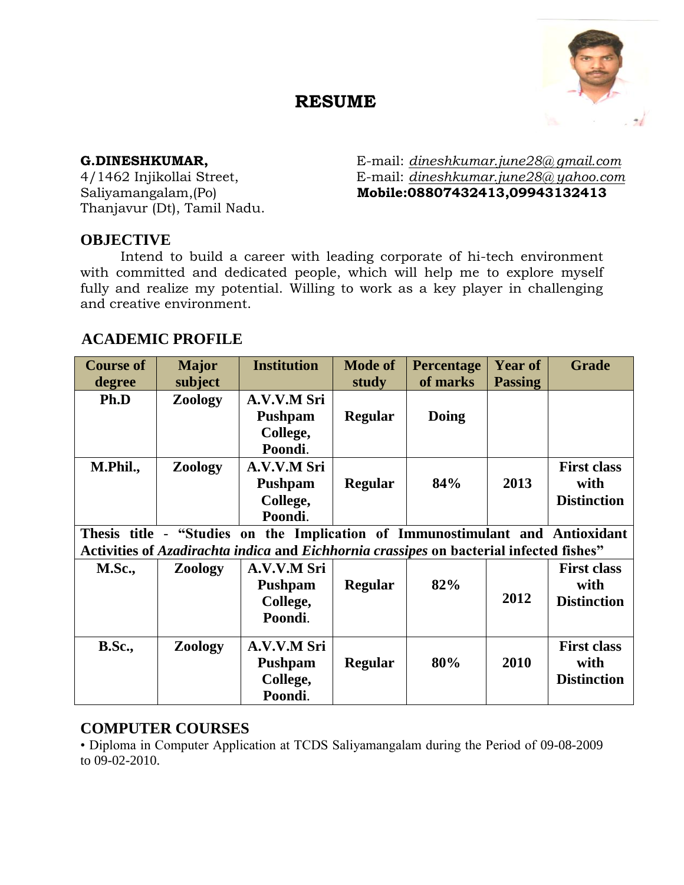# RESUME

**G.DINESHKUMAR,**
4/1462 Injikollai Street,
Saliyamangalam,(Po)
Thanjavur (Dt), Tamil Nadu.

E-mail: *dineshkumar.june28@gmail.com*
E-mail: *dineshkumar.june28@yahoo.com*
**Mobile:08807432413,09943132413**

## OBJECTIVE

Intend to build a career with leading corporate of hi-tech environment with committed and dedicated people, which will help me to explore myself fully and realize my potential. Willing to work as a key player in challenging and creative environment.

## ACADEMIC PROFILE

| Course of degree | Major subject | Institution | Mode of study | Percentage of marks | Year of Passing | Grade |
|---|---|---|---|---|---|---|
| **Ph.D** | **Zoology** | **A.V.V.M Sri Pushpam College, Poondi.** | **Regular** | **Doing** | | |
| **M.Phil.,** | **Zoology** | **A.V.V.M Sri Pushpam College, Poondi.** | **Regular** | **84%** | **2013** | **First class with Distinction** |
| **Thesis title - "Studies on the Implication of Immunostimulant and Antioxidant Activities of *Azadirachta indica* and *Eichhornia crassipes* on bacterial infected fishes"** | | | | | | |
| **M.Sc.,** | **Zoology** | **A.V.V.M Sri Pushpam College, Poondi.** | **Regular** | **82%** | **2012** | **First class with Distinction** |
| **B.Sc.,** | **Zoology** | **A.V.V.M Sri Pushpam College, Poondi.** | **Regular** | **80%** | **2010** | **First class with Distinction** |

## COMPUTER COURSES

- Diploma in Computer Application at TCDS Saliyamangalam during the Period of 09-08-2009 to 09-02-2010.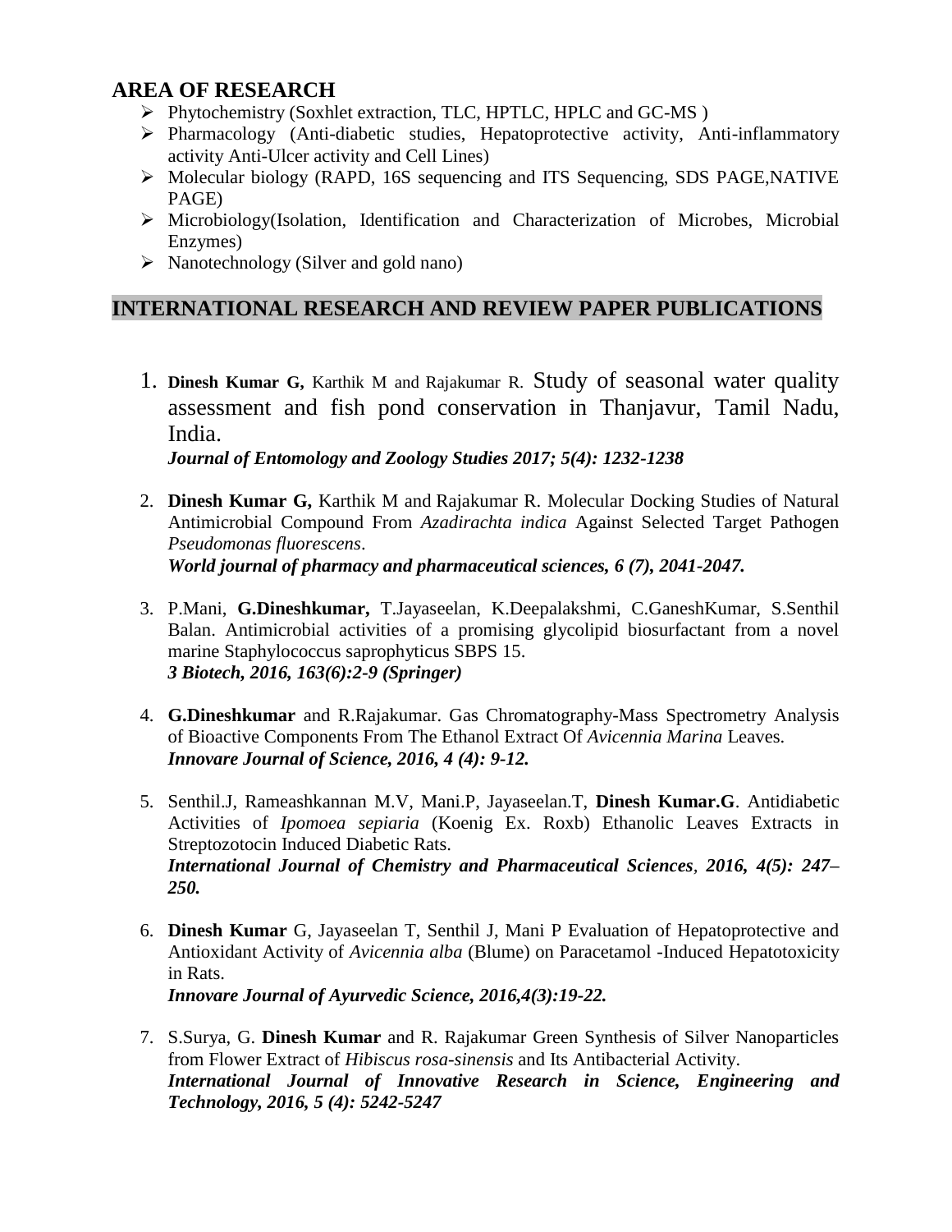## AREA OF RESEARCH

- Phytochemistry (Soxhlet extraction, TLC, HPTLC, HPLC and GC-MS )
- Pharmacology (Anti-diabetic studies, Hepatoprotective activity, Anti-inflammatory activity Anti-Ulcer activity and Cell Lines)
- Molecular biology (RAPD, 16S sequencing and ITS Sequencing, SDS PAGE,NATIVE PAGE)
- Microbiology(Isolation, Identification and Characterization of Microbes, Microbial Enzymes)
- Nanotechnology (Silver and gold nano)

## INTERNATIONAL RESEARCH AND REVIEW PAPER PUBLICATIONS

1. **Dinesh Kumar G,** Karthik M and Rajakumar R. Study of seasonal water quality assessment and fish pond conservation in Thanjavur, Tamil Nadu, India.
   ***Journal of Entomology and Zoology Studies 2017; 5(4): 1232-1238***

2. **Dinesh Kumar G,** Karthik M and Rajakumar R. Molecular Docking Studies of Natural Antimicrobial Compound From *Azadirachta indica* Against Selected Target Pathogen *Pseudomonas fluorescens*.
   ***World journal of pharmacy and pharmaceutical sciences, 6 (7), 2041-2047.***

3. P.Mani, **G.Dineshkumar,** T.Jayaseelan, K.Deepalakshmi, C.GaneshKumar, S.Senthil Balan. Antimicrobial activities of a promising glycolipid biosurfactant from a novel marine Staphylococcus saprophyticus SBPS 15.
   ***3 Biotech, 2016, 163(6):2-9 (Springer)***

4. **G.Dineshkumar** and R.Rajakumar. Gas Chromatography-Mass Spectrometry Analysis of Bioactive Components From The Ethanol Extract Of *Avicennia Marina* Leaves.
   ***Innovare Journal of Science, 2016, 4 (4): 9-12.***

5. Senthil.J, Rameashkannan M.V, Mani.P, Jayaseelan.T, **Dinesh Kumar.G**. Antidiabetic Activities of *Ipomoea sepiaria* (Koenig Ex. Roxb) Ethanolic Leaves Extracts in Streptozotocin Induced Diabetic Rats.
   ***International Journal of Chemistry and Pharmaceutical Sciences, 2016, 4(5): 247–250.***

6. **Dinesh Kumar** G, Jayaseelan T, Senthil J, Mani P Evaluation of Hepatoprotective and Antioxidant Activity of *Avicennia alba* (Blume) on Paracetamol -Induced Hepatotoxicity in Rats.
   ***Innovare Journal of Ayurvedic Science, 2016,4(3):19-22.***

7. S.Surya, G. **Dinesh Kumar** and R. Rajakumar Green Synthesis of Silver Nanoparticles from Flower Extract of *Hibiscus rosa-sinensis* and Its Antibacterial Activity.
   ***International Journal of Innovative Research in Science, Engineering and Technology, 2016, 5 (4): 5242-5247***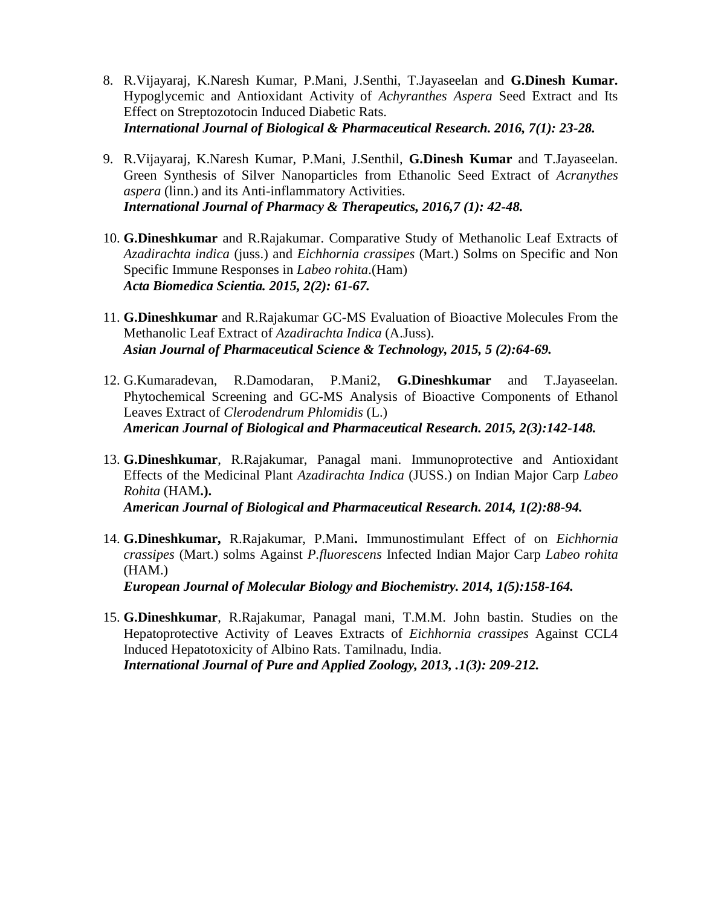8. R.Vijayaraj, K.Naresh Kumar, P.Mani, J.Senthi, T.Jayaseelan and **G.Dinesh Kumar.** Hypoglycemic and Antioxidant Activity of *Achyranthes Aspera* Seed Extract and Its Effect on Streptozotocin Induced Diabetic Rats.
   ***International Journal of Biological & Pharmaceutical Research. 2016, 7(1): 23-28.***

9. R.Vijayaraj, K.Naresh Kumar, P.Mani, J.Senthil, **G.Dinesh Kumar** and T.Jayaseelan. Green Synthesis of Silver Nanoparticles from Ethanolic Seed Extract of *Acranythes aspera* (linn.) and its Anti-inflammatory Activities.
   ***International Journal of Pharmacy & Therapeutics, 2016,7 (1): 42-48.***

10. **G.Dineshkumar** and R.Rajakumar. Comparative Study of Methanolic Leaf Extracts of *Azadirachta indica* (juss.) and *Eichhornia crassipes* (Mart.) Solms on Specific and Non Specific Immune Responses in *Labeo rohita*.(Ham)
    ***Acta Biomedica Scientia. 2015, 2(2): 61-67.***

11. **G.Dineshkumar** and R.Rajakumar GC-MS Evaluation of Bioactive Molecules From the Methanolic Leaf Extract of *Azadirachta Indica* (A.Juss).
    ***Asian Journal of Pharmaceutical Science & Technology, 2015, 5 (2):64-69.***

12. G.Kumaradevan, R.Damodaran, P.Mani2, **G.Dineshkumar** and T.Jayaseelan. Phytochemical Screening and GC-MS Analysis of Bioactive Components of Ethanol Leaves Extract of *Clerodendrum Phlomidis* (L.)
    ***American Journal of Biological and Pharmaceutical Research. 2015, 2(3):142-148.***

13. **G.Dineshkumar**, R.Rajakumar, Panagal mani. Immunoprotective and Antioxidant Effects of the Medicinal Plant *Azadirachta Indica* (JUSS.) on Indian Major Carp *Labeo Rohita* (HAM**.).**
    ***American Journal of Biological and Pharmaceutical Research. 2014, 1(2):88-94.***

14. **G.Dineshkumar,** R.Rajakumar, P.Mani**.** Immunostimulant Effect of on *Eichhornia crassipes* (Mart.) solms Against *P.fluorescens* Infected Indian Major Carp *Labeo rohita* (HAM.)
    ***European Journal of Molecular Biology and Biochemistry. 2014, 1(5):158-164.***

15. **G.Dineshkumar**, R.Rajakumar, Panagal mani, T.M.M. John bastin. Studies on the Hepatoprotective Activity of Leaves Extracts of *Eichhornia crassipes* Against CCL4 Induced Hepatotoxicity of Albino Rats. Tamilnadu, India.
    ***International Journal of Pure and Applied Zoology, 2013, .1(3): 209-212.***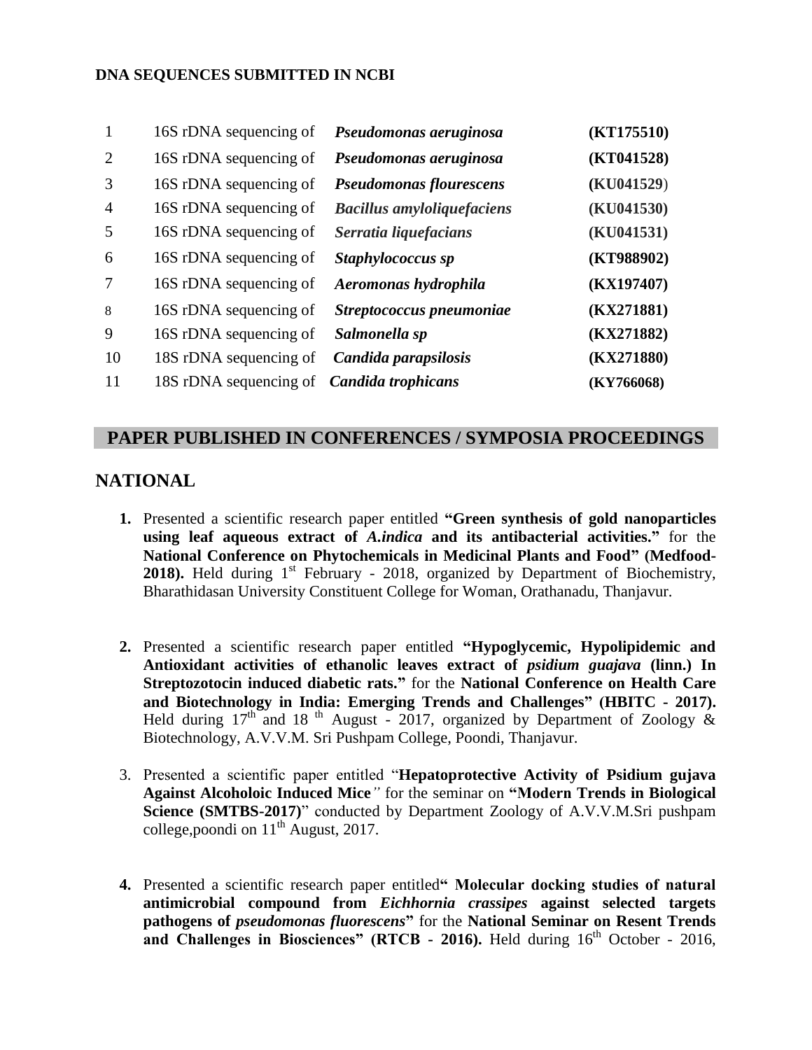**DNA SEQUENCES SUBMITTED IN NCBI**

| | | | |
|---|---|---|---|
| 1 | 16S rDNA sequencing of | ***Pseudomonas aeruginosa*** | **(KT175510)** |
| 2 | 16S rDNA sequencing of | ***Pseudomonas aeruginosa*** | **(KT041528)** |
| 3 | 16S rDNA sequencing of | ***Pseudomonas flourescens*** | **(KU041529**) |
| 4 | 16S rDNA sequencing of | ***Bacillus amyloliquefaciens*** | **(KU041530)** |
| 5 | 16S rDNA sequencing of | ***Serratia liquefacians*** | **(KU041531)** |
| 6 | 16S rDNA sequencing of | ***Staphylococcus sp*** | **(KT988902)** |
| 7 | 16S rDNA sequencing of | ***Aeromonas hydrophila*** | **(KX197407)** |
| 8 | 16S rDNA sequencing of | ***Streptococcus pneumoniae*** | **(KX271881)** |
| 9 | 16S rDNA sequencing of | ***Salmonella sp*** | **(KX271882)** |
| 10 | 18S rDNA sequencing of | ***Candida parapsilosis*** | **(KX271880)** |
| 11 | 18S rDNA sequencing of | ***Candida trophicans*** | **(KY766068)** |

## PAPER PUBLISHED IN CONFERENCES / SYMPOSIA PROCEEDINGS

## NATIONAL

1. Presented a scientific research paper entitled **"Green synthesis of gold nanoparticles using leaf aqueous extract of *A.indica* and its antibacterial activities."** for the **National Conference on Phytochemicals in Medicinal Plants and Food" (Medfood-2018).** Held during 1st February - 2018, organized by Department of Biochemistry, Bharathidasan University Constituent College for Woman, Orathanadu, Thanjavur.

2. Presented a scientific research paper entitled **"Hypoglycemic, Hypolipidemic and Antioxidant activities of ethanolic leaves extract of *psidium guajava* (linn.) In Streptozotocin induced diabetic rats."** for the **National Conference on Health Care and Biotechnology in India: Emerging Trends and Challenges" (HBITC - 2017).** Held during 17th and 18 th August - 2017, organized by Department of Zoology & Biotechnology, A.V.V.M. Sri Pushpam College, Poondi, Thanjavur.

3. Presented a scientific paper entitled "**Hepatoprotective Activity of Psidium gujava Against Alcoholoic Induced Mice**" for the seminar on **"Modern Trends in Biological Science (SMTBS-2017)**" conducted by Department Zoology of A.V.V.M.Sri pushpam college,poondi on 11th August, 2017.

4. Presented a scientific research paper entitled**" Molecular docking studies of natural antimicrobial compound from *Eichhornia crassipes* against selected targets pathogens of *pseudomonas fluorescens*"** for the **National Seminar on Resent Trends and Challenges in Biosciences" (RTCB - 2016).** Held during 16th October - 2016,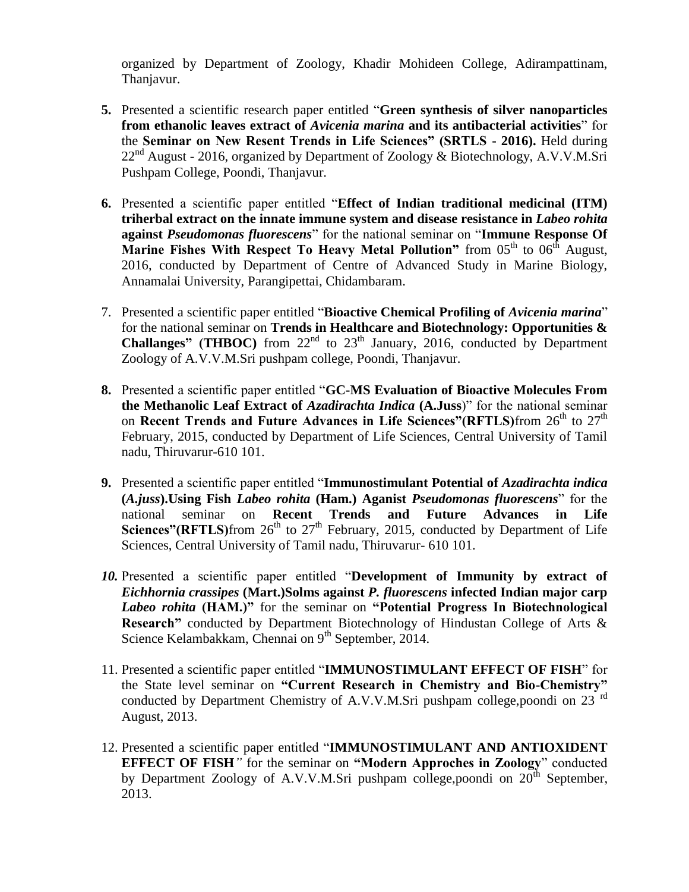organized by Department of Zoology, Khadir Mohideen College, Adirampattinam, Thanjavur.

5. Presented a scientific research paper entitled "**Green synthesis of silver nanoparticles from ethanolic leaves extract of *Avicenia marina* and its antibacterial activities**" for the **Seminar on New Resent Trends in Life Sciences" (SRTLS - 2016).** Held during 22nd August - 2016, organized by Department of Zoology & Biotechnology, A.V.V.M.Sri Pushpam College, Poondi, Thanjavur.

6. Presented a scientific paper entitled "**Effect of Indian traditional medicinal (ITM) triherbal extract on the innate immune system and disease resistance in *Labeo rohita* against *Pseudomonas fluorescens***" for the national seminar on "**Immune Response Of Marine Fishes With Respect To Heavy Metal Pollution"** from 05th to 06th August, 2016, conducted by Department of Centre of Advanced Study in Marine Biology, Annamalai University, Parangipettai, Chidambaram.

7. Presented a scientific paper entitled "**Bioactive Chemical Profiling of *Avicenia marina***" for the national seminar on **Trends in Healthcare and Biotechnology: Opportunities & Challanges" (THBOC)** from 22nd to 23th January, 2016, conducted by Department Zoology of A.V.V.M.Sri pushpam college, Poondi, Thanjavur.

8. Presented a scientific paper entitled "**GC-MS Evaluation of Bioactive Molecules From the Methanolic Leaf Extract of *Azadirachta Indica* (A.Juss**)" for the national seminar on **Recent Trends and Future Advances in Life Sciences"(RFTLS)**from 26th to 27th February, 2015, conducted by Department of Life Sciences, Central University of Tamil nadu, Thiruvarur-610 101.

9. Presented a scientific paper entitled "**Immunostimulant Potential of *Azadirachta indica* (*A.juss*).Using Fish *Labeo rohita* (Ham.) Aganist *Pseudomonas fluorescens***" for the national seminar on **Recent Trends and Future Advances in Life Sciences"(RFTLS)**from 26th to 27th February, 2015, conducted by Department of Life Sciences, Central University of Tamil nadu, Thiruvarur- 610 101.

10. Presented a scientific paper entitled "**Development of Immunity by extract of *Eichhornia crassipes* (Mart.)Solms against *P. fluorescens* infected Indian major carp *Labeo rohita* (HAM.)"** for the seminar on **"Potential Progress In Biotechnological Research"** conducted by Department Biotechnology of Hindustan College of Arts & Science Kelambakkam, Chennai on 9th September, 2014.

11. Presented a scientific paper entitled "**IMMUNOSTIMULANT EFFECT OF FISH**" for the State level seminar on **"Current Research in Chemistry and Bio-Chemistry"** conducted by Department Chemistry of A.V.V.M.Sri pushpam college,poondi on 23 rd August, 2013.

12. Presented a scientific paper entitled "**IMMUNOSTIMULANT AND ANTIOXIDENT EFFECT OF FISH**" for the seminar on **"Modern Approches in Zoology**" conducted by Department Zoology of A.V.V.M.Sri pushpam college,poondi on 20th September, 2013.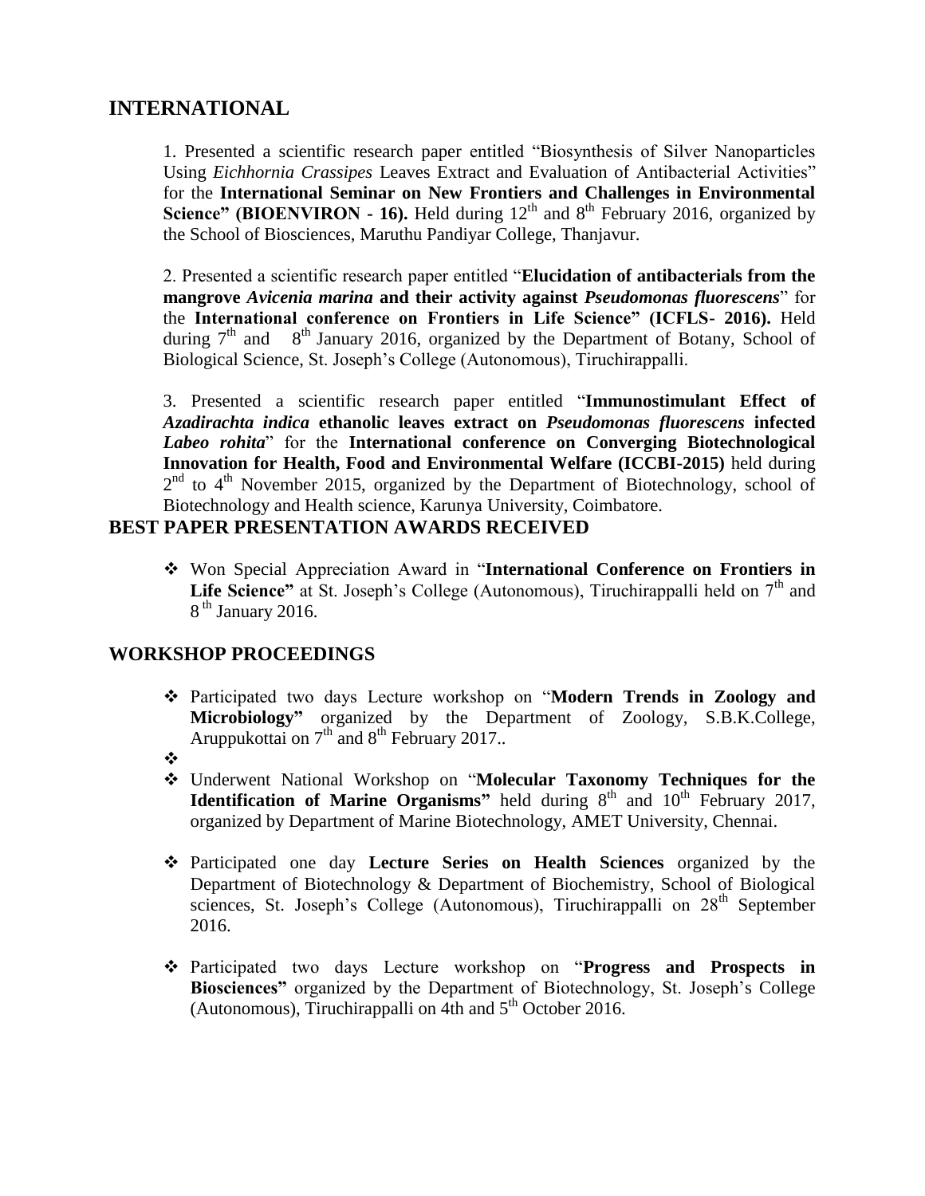## INTERNATIONAL

1. Presented a scientific research paper entitled "Biosynthesis of Silver Nanoparticles Using *Eichhornia Crassipes* Leaves Extract and Evaluation of Antibacterial Activities" for the **International Seminar on New Frontiers and Challenges in Environmental Science" (BIOENVIRON - 16).** Held during 12th and 8th February 2016, organized by the School of Biosciences, Maruthu Pandiyar College, Thanjavur.

2. Presented a scientific research paper entitled "**Elucidation of antibacterials from the mangrove *Avicenia marina* and their activity against *Pseudomonas fluorescens***" for the **International conference on Frontiers in Life Science" (ICFLS- 2016).** Held during 7th and 8th January 2016, organized by the Department of Botany, School of Biological Science, St. Joseph's College (Autonomous), Tiruchirappalli.

3. Presented a scientific research paper entitled "**Immunostimulant Effect of *Azadirachta indica* ethanolic leaves extract on *Pseudomonas fluorescens* infected *Labeo rohita***" for the **International conference on Converging Biotechnological Innovation for Health, Food and Environmental Welfare (ICCBI-2015)** held during 2nd to 4th November 2015, organized by the Department of Biotechnology, school of Biotechnology and Health science, Karunya University, Coimbatore.

## BEST PAPER PRESENTATION AWARDS RECEIVED

- Won Special Appreciation Award in "**International Conference on Frontiers in Life Science"** at St. Joseph's College (Autonomous), Tiruchirappalli held on 7th and 8th January 2016.

## WORKSHOP PROCEEDINGS

- Participated two days Lecture workshop on "**Modern Trends in Zoology and Microbiology"** organized by the Department of Zoology, S.B.K.College, Aruppukottai on 7th and 8th February 2017..
- 
- Underwent National Workshop on "**Molecular Taxonomy Techniques for the Identification of Marine Organisms"** held during 8th and 10th February 2017, organized by Department of Marine Biotechnology, AMET University, Chennai.
- Participated one day **Lecture Series on Health Sciences** organized by the Department of Biotechnology & Department of Biochemistry, School of Biological sciences, St. Joseph's College (Autonomous), Tiruchirappalli on 28th September 2016.
- Participated two days Lecture workshop on "**Progress and Prospects in Biosciences"** organized by the Department of Biotechnology, St. Joseph's College (Autonomous), Tiruchirappalli on 4th and 5th October 2016.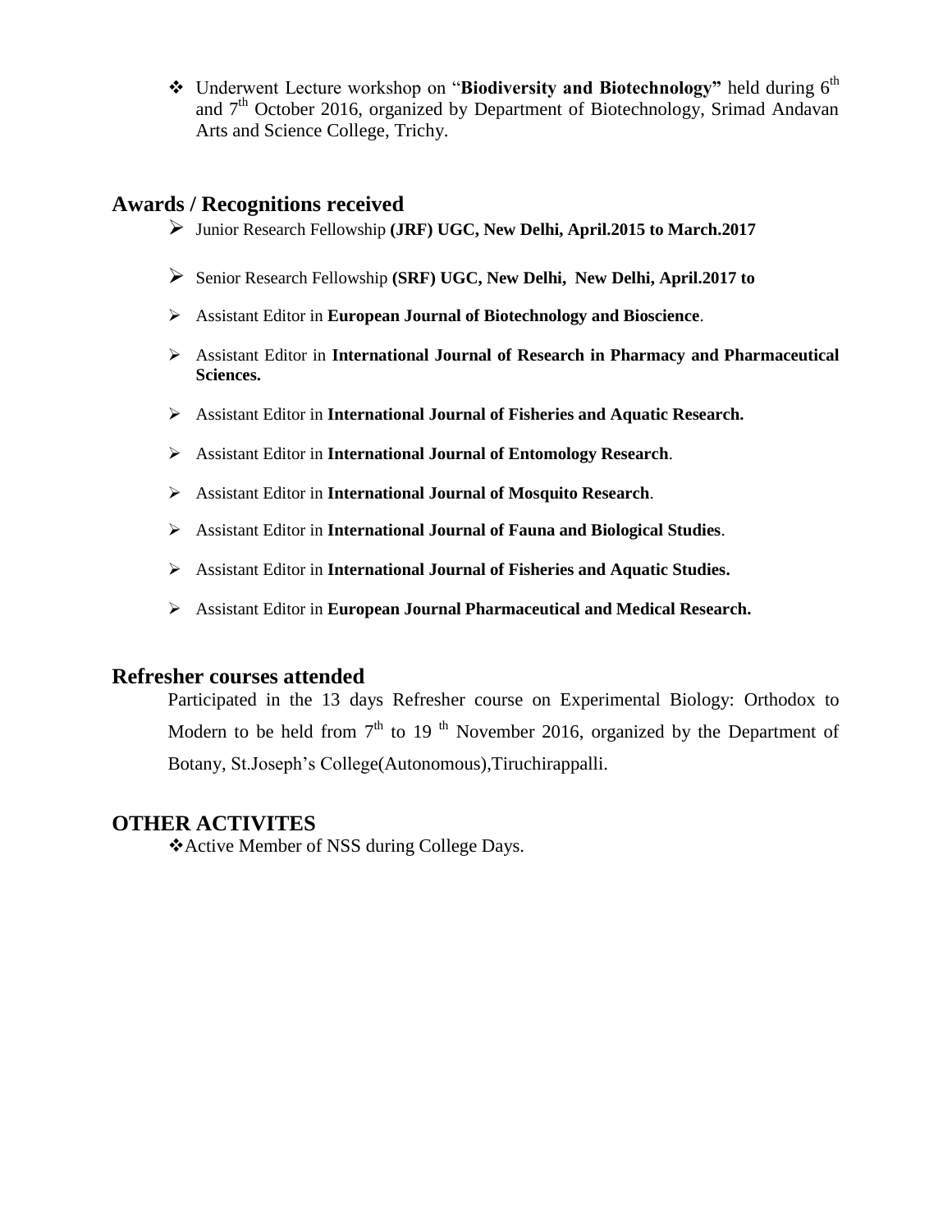- Underwent Lecture workshop on "**Biodiversity and Biotechnology"** held during 6th and 7th October 2016, organized by Department of Biotechnology, Srimad Andavan Arts and Science College, Trichy.

## Awards / Recognitions received

- Junior Research Fellowship **(JRF) UGC, New Delhi, April.2015 to March.2017**
- Senior Research Fellowship **(SRF) UGC, New Delhi, New Delhi, April.2017 to**
- Assistant Editor in **European Journal of Biotechnology and Bioscience**.
- Assistant Editor in **International Journal of Research in Pharmacy and Pharmaceutical Sciences.**
- Assistant Editor in **International Journal of Fisheries and Aquatic Research.**
- Assistant Editor in **International Journal of Entomology Research**.
- Assistant Editor in **International Journal of Mosquito Research**.
- Assistant Editor in **International Journal of Fauna and Biological Studies**.
- Assistant Editor in **International Journal of Fisheries and Aquatic Studies.**
- Assistant Editor in **European Journal Pharmaceutical and Medical Research.**

## Refresher courses attended

Participated in the 13 days Refresher course on Experimental Biology: Orthodox to Modern to be held from 7th to 19 th November 2016, organized by the Department of Botany, St.Joseph's College(Autonomous),Tiruchirappalli.

## OTHER ACTIVITES

- Active Member of NSS during College Days.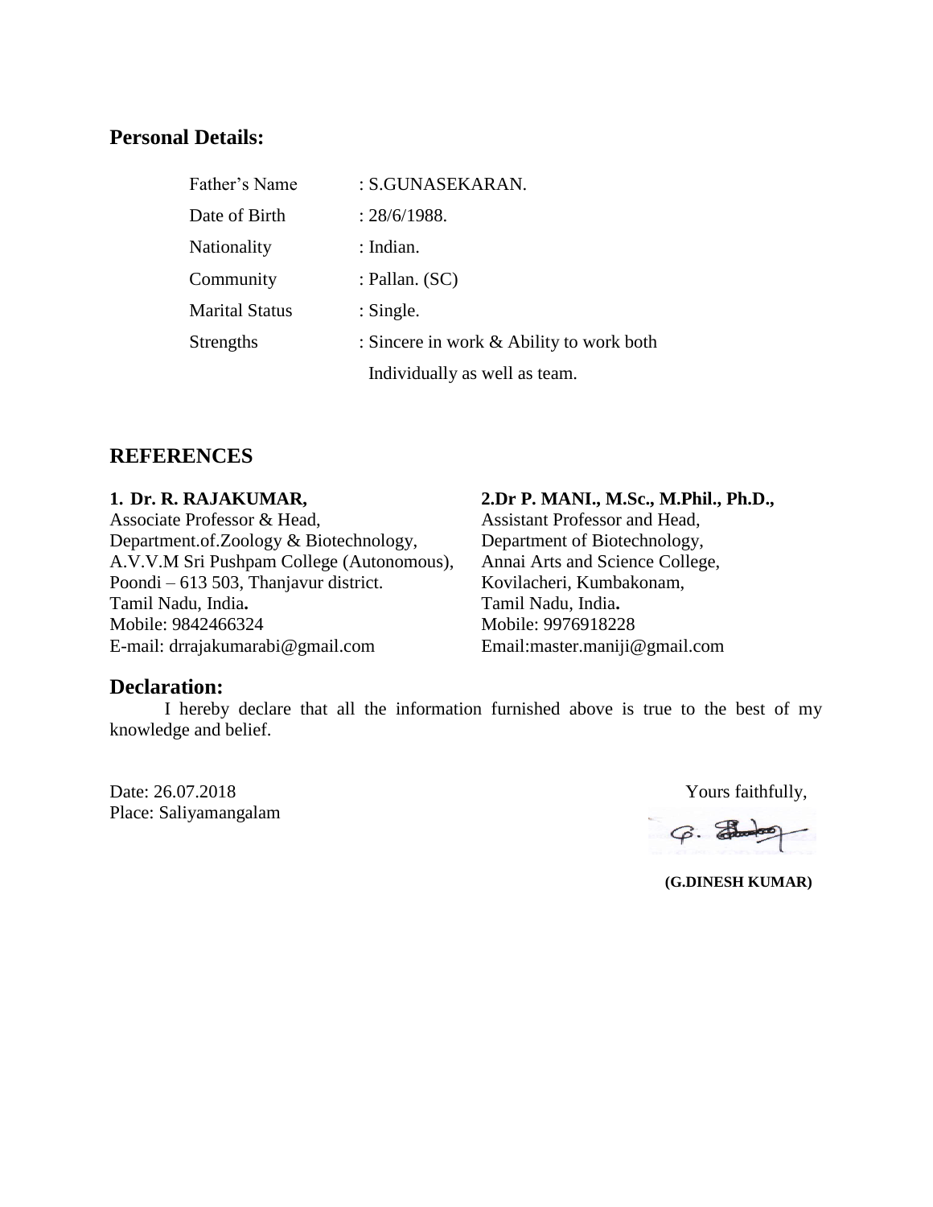## Personal Details:

| | |
|---|---|
| Father's Name | : S.GUNASEKARAN. |
| Date of Birth | : 28/6/1988. |
| Nationality | : Indian. |
| Community | : Pallan. (SC) |
| Marital Status | : Single. |
| Strengths | : Sincere in work & Ability to work both Individually as well as team. |

## REFERENCES

**1. Dr. R. RAJAKUMAR,**
Associate Professor & Head,
Department.of.Zoology & Biotechnology,
A.V.V.M Sri Pushpam College (Autonomous),
Poondi – 613 503, Thanjavur district.
Tamil Nadu, India**.**
Mobile: 9842466324
E-mail: drrajakumarabi@gmail.com

**2.Dr P. MANI., M.Sc., M.Phil., Ph.D.,**
Assistant Professor and Head,
Department of Biotechnology,
Annai Arts and Science College,
Kovilacheri, Kumbakonam,
Tamil Nadu, India**.**
Mobile: 9976918228
Email:master.maniji@gmail.com

## Declaration:

I hereby declare that all the information furnished above is true to the best of my knowledge and belief.

Date: 26.07.2018
Place: Saliyamangalam

Yours faithfully,

**(G.DINESH KUMAR)**